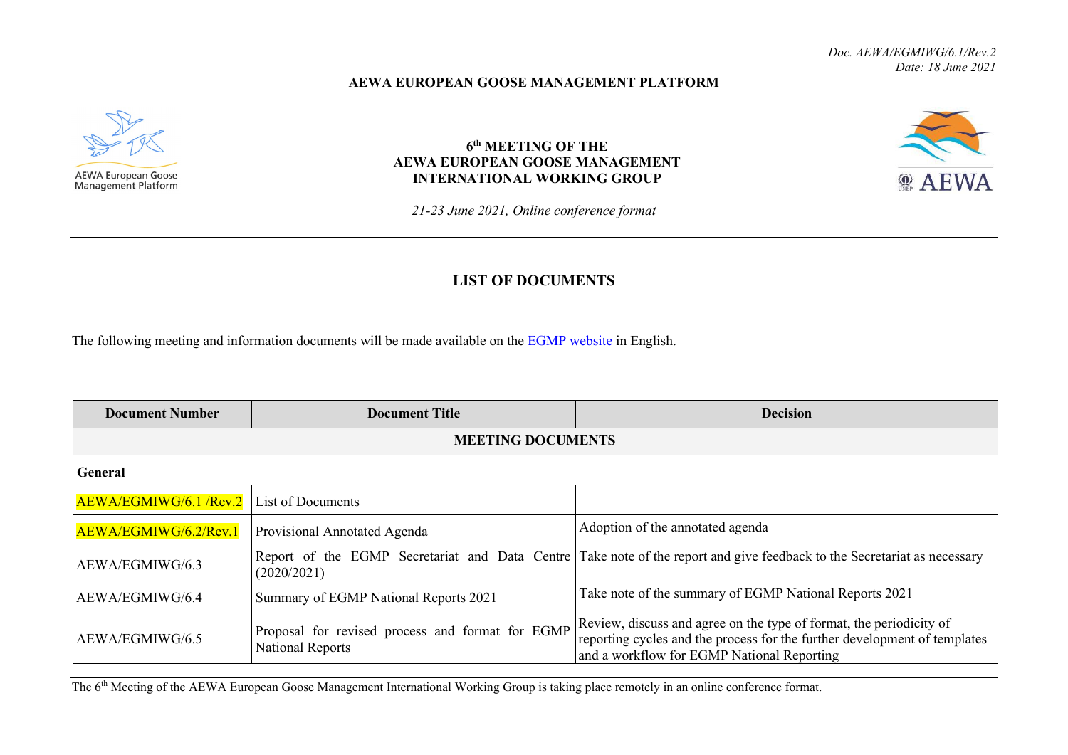*Doc. AEWA/EGMIWG/6.1/Rev.2*
*Date: 18 June 2021*

**AEWA EUROPEAN GOOSE MANAGEMENT PLATFORM**

AEWA European Goose Management Platform

**6th MEETING OF THE AEWA EUROPEAN GOOSE MANAGEMENT INTERNATIONAL WORKING GROUP**

*21-23 June 2021, Online conference format*

# LIST OF DOCUMENTS

The following meeting and information documents will be made available on the EGMP website in English.

| Document Number | Document Title | Decision |
|---|---|---|
| **MEETING DOCUMENTS** | | |
| **General** | | |
| AEWA/EGMIWG/6.1 /Rev.2 | List of Documents | |
| AEWA/EGMIWG/6.2/Rev.1 | Provisional Annotated Agenda | Adoption of the annotated agenda |
| AEWA/EGMIWG/6.3 | Report of the EGMP Secretariat and Data Centre (2020/2021) | Take note of the report and give feedback to the Secretariat as necessary |
| AEWA/EGMIWG/6.4 | Summary of EGMP National Reports 2021 | Take note of the summary of EGMP National Reports 2021 |
| AEWA/EGMIWG/6.5 | Proposal for revised process and format for EGMP National Reports | Review, discuss and agree on the type of format, the periodicity of reporting cycles and the process for the further development of templates and a workflow for EGMP National Reporting |

The 6th Meeting of the AEWA European Goose Management International Working Group is taking place remotely in an online conference format.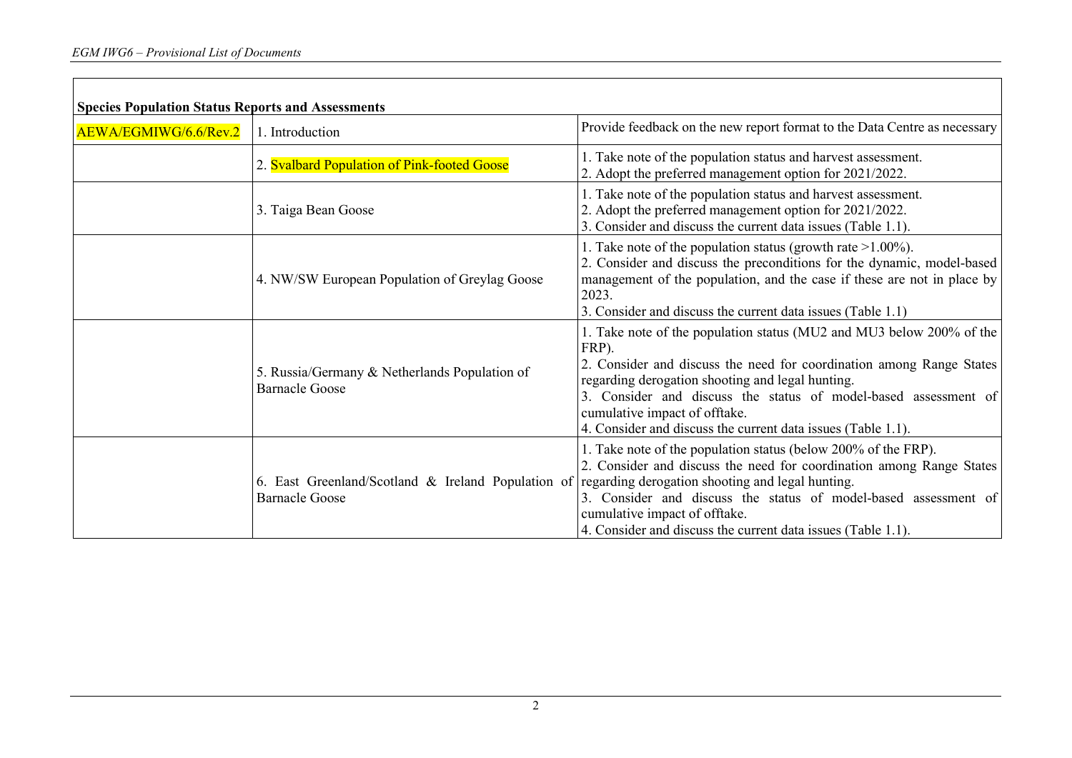| **Species Population Status Reports and Assessments** | | |
|---|---|---|
| AEWA/EGMIWG/6.6/Rev.2 | 1. Introduction | Provide feedback on the new report format to the Data Centre as necessary |
| | 2. Svalbard Population of Pink-footed Goose | 1. Take note of the population status and harvest assessment.<br>2. Adopt the preferred management option for 2021/2022. |
| | 3. Taiga Bean Goose | 1. Take note of the population status and harvest assessment.<br>2. Adopt the preferred management option for 2021/2022.<br>3. Consider and discuss the current data issues (Table 1.1). |
| | 4. NW/SW European Population of Greylag Goose | 1. Take note of the population status (growth rate >1.00%).<br>2. Consider and discuss the preconditions for the dynamic, model-based management of the population, and the case if these are not in place by 2023.<br>3. Consider and discuss the current data issues (Table 1.1) |
| | 5. Russia/Germany & Netherlands Population of Barnacle Goose | 1. Take note of the population status (MU2 and MU3 below 200% of the FRP).<br>2. Consider and discuss the need for coordination among Range States regarding derogation shooting and legal hunting.<br>3. Consider and discuss the status of model-based assessment of cumulative impact of offtake.<br>4. Consider and discuss the current data issues (Table 1.1). |
| | 6. East Greenland/Scotland & Ireland Population of Barnacle Goose | 1. Take note of the population status (below 200% of the FRP).<br>2. Consider and discuss the need for coordination among Range States regarding derogation shooting and legal hunting.<br>3. Consider and discuss the status of model-based assessment of cumulative impact of offtake.<br>4. Consider and discuss the current data issues (Table 1.1). |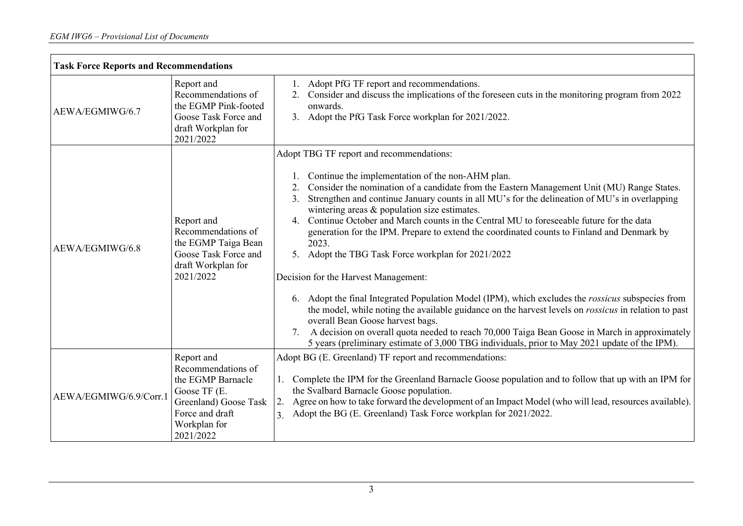| Task Force Reports and Recommendations | | |
|---|---|---|
| AEWA/EGMIWG/6.7 | Report and Recommendations of the EGMP Pink-footed Goose Task Force and draft Workplan for 2021/2022 | 1. Adopt PfG TF report and recommendations.<br>2. Consider and discuss the implications of the foreseen cuts in the monitoring program from 2022 onwards.<br>3. Adopt the PfG Task Force workplan for 2021/2022. |
| AEWA/EGMIWG/6.8 | Report and Recommendations of the EGMP Taiga Bean Goose Task Force and draft Workplan for 2021/2022 | Adopt TBG TF report and recommendations:<br><br>1. Continue the implementation of the non-AHM plan.<br>2. Consider the nomination of a candidate from the Eastern Management Unit (MU) Range States.<br>3. Strengthen and continue January counts in all MU's for the delineation of MU's in overlapping wintering areas & population size estimates.<br>4. Continue October and March counts in the Central MU to foreseeable future for the data generation for the IPM. Prepare to extend the coordinated counts to Finland and Denmark by 2023.<br>5. Adopt the TBG Task Force workplan for 2021/2022<br><br>Decision for the Harvest Management:<br><br>6. Adopt the final Integrated Population Model (IPM), which excludes the *rossicus* subspecies from the model, while noting the available guidance on the harvest levels on *rossicus* in relation to past overall Bean Goose harvest bags.<br>7. A decision on overall quota needed to reach 70,000 Taiga Bean Goose in March in approximately 5 years (preliminary estimate of 3,000 TBG individuals, prior to May 2021 update of the IPM). |
| AEWA/EGMIWG/6.9/Corr.1 | Report and Recommendations of the EGMP Barnacle Goose TF (E. Greenland) Goose Task Force and draft Workplan for 2021/2022 | Adopt BG (E. Greenland) TF report and recommendations:<br><br>1. Complete the IPM for the Greenland Barnacle Goose population and to follow that up with an IPM for the Svalbard Barnacle Goose population.<br>2. Agree on how to take forward the development of an Impact Model (who will lead, resources available).<br>3. Adopt the BG (E. Greenland) Task Force workplan for 2021/2022. |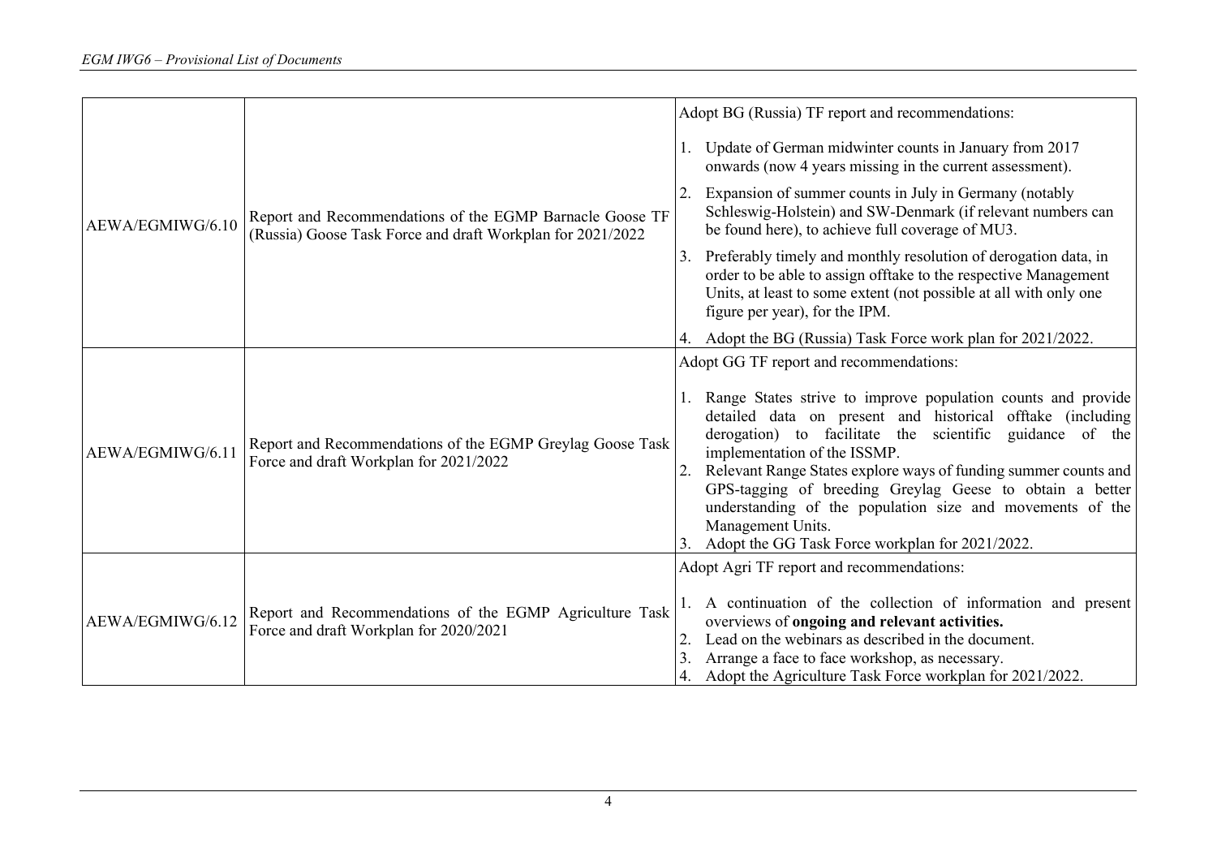| | | |
|---|---|---|
| AEWA/EGMIWG/6.10 | Report and Recommendations of the EGMP Barnacle Goose TF (Russia) Goose Task Force and draft Workplan for 2021/2022 | Adopt BG (Russia) TF report and recommendations:<br><br>1. Update of German midwinter counts in January from 2017 onwards (now 4 years missing in the current assessment).<br>2. Expansion of summer counts in July in Germany (notably Schleswig-Holstein) and SW-Denmark (if relevant numbers can be found here), to achieve full coverage of MU3.<br>3. Preferably timely and monthly resolution of derogation data, in order to be able to assign offtake to the respective Management Units, at least to some extent (not possible at all with only one figure per year), for the IPM.<br>4. Adopt the BG (Russia) Task Force work plan for 2021/2022. |
| AEWA/EGMIWG/6.11 | Report and Recommendations of the EGMP Greylag Goose Task Force and draft Workplan for 2021/2022 | Adopt GG TF report and recommendations:<br><br>1. Range States strive to improve population counts and provide detailed data on present and historical offtake (including derogation) to facilitate the scientific guidance of the implementation of the ISSMP.<br>2. Relevant Range States explore ways of funding summer counts and GPS-tagging of breeding Greylag Geese to obtain a better understanding of the population size and movements of the Management Units.<br>3. Adopt the GG Task Force workplan for 2021/2022. |
| AEWA/EGMIWG/6.12 | Report and Recommendations of the EGMP Agriculture Task Force and draft Workplan for 2020/2021 | Adopt Agri TF report and recommendations:<br><br>1. A continuation of the collection of information and present overviews of **ongoing and relevant activities.**<br>2. Lead on the webinars as described in the document.<br>3. Arrange a face to face workshop, as necessary.<br>4. Adopt the Agriculture Task Force workplan for 2021/2022. |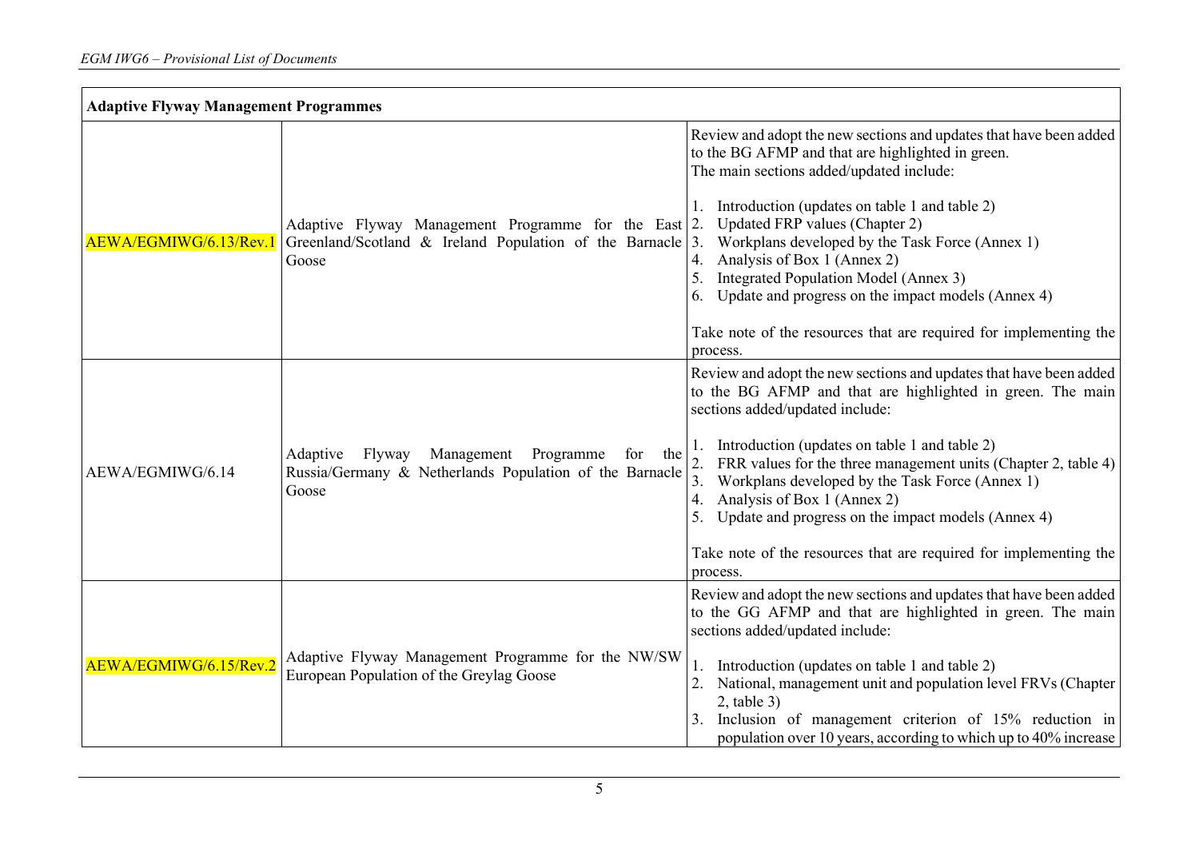| **Adaptive Flyway Management Programmes** | | |
|---|---|---|
| AEWA/EGMIWG/6.13/Rev.1 | Adaptive Flyway Management Programme for the East Greenland/Scotland & Ireland Population of the Barnacle Goose | Review and adopt the new sections and updates that have been added to the BG AFMP and that are highlighted in green.<br>The main sections added/updated include:<br><br>1. Introduction (updates on table 1 and table 2)<br>2. Updated FRP values (Chapter 2)<br>3. Workplans developed by the Task Force (Annex 1)<br>4. Analysis of Box 1 (Annex 2)<br>5. Integrated Population Model (Annex 3)<br>6. Update and progress on the impact models (Annex 4)<br><br>Take note of the resources that are required for implementing the process. |
| AEWA/EGMIWG/6.14 | Adaptive Flyway Management Programme for the Russia/Germany & Netherlands Population of the Barnacle Goose | Review and adopt the new sections and updates that have been added to the BG AFMP and that are highlighted in green. The main sections added/updated include:<br><br>1. Introduction (updates on table 1 and table 2)<br>2. FRR values for the three management units (Chapter 2, table 4)<br>3. Workplans developed by the Task Force (Annex 1)<br>4. Analysis of Box 1 (Annex 2)<br>5. Update and progress on the impact models (Annex 4)<br><br>Take note of the resources that are required for implementing the process. |
| AEWA/EGMIWG/6.15/Rev.2 | Adaptive Flyway Management Programme for the NW/SW European Population of the Greylag Goose | Review and adopt the new sections and updates that have been added to the GG AFMP and that are highlighted in green. The main sections added/updated include:<br><br>1. Introduction (updates on table 1 and table 2)<br>2. National, management unit and population level FRVs (Chapter 2, table 3)<br>3. Inclusion of management criterion of 15% reduction in population over 10 years, according to which up to 40% increase |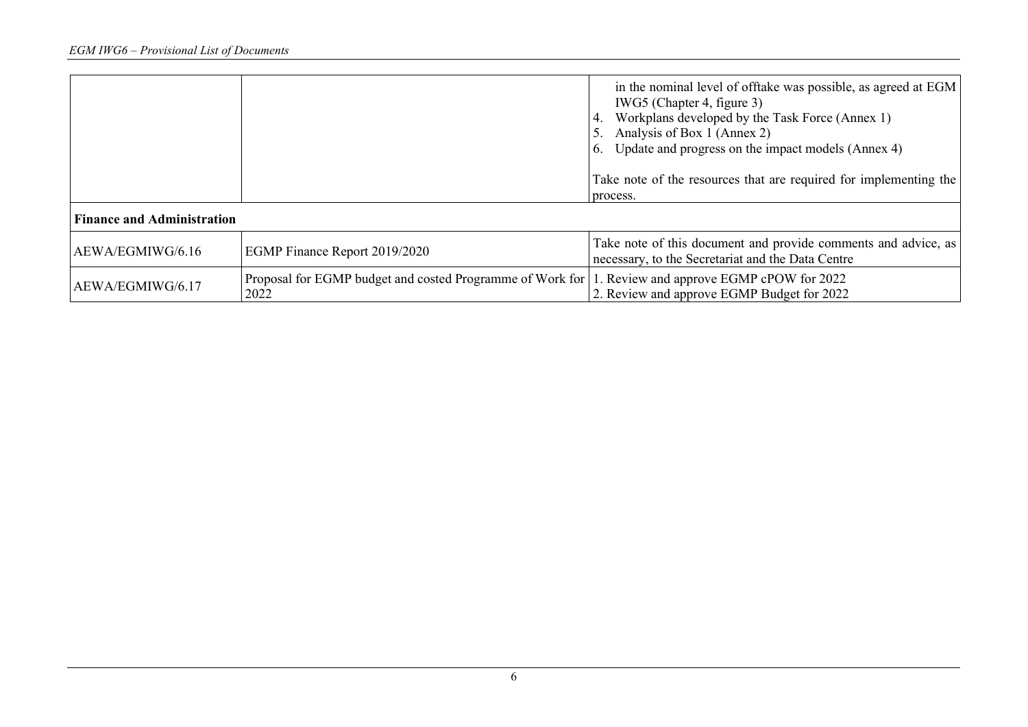| | | |
|---|---|---|
| | | in the nominal level of offtake was possible, as agreed at EGM IWG5 (Chapter 4, figure 3)<br>4. Workplans developed by the Task Force (Annex 1)<br>5. Analysis of Box 1 (Annex 2)<br>6. Update and progress on the impact models (Annex 4)<br><br>Take note of the resources that are required for implementing the process. |
| **Finance and Administration** | | |
| AEWA/EGMIWG/6.16 | EGMP Finance Report 2019/2020 | Take note of this document and provide comments and advice, as necessary, to the Secretariat and the Data Centre |
| AEWA/EGMIWG/6.17 | Proposal for EGMP budget and costed Programme of Work for 2022 | 1. Review and approve EGMP cPOW for 2022<br>2. Review and approve EGMP Budget for 2022 |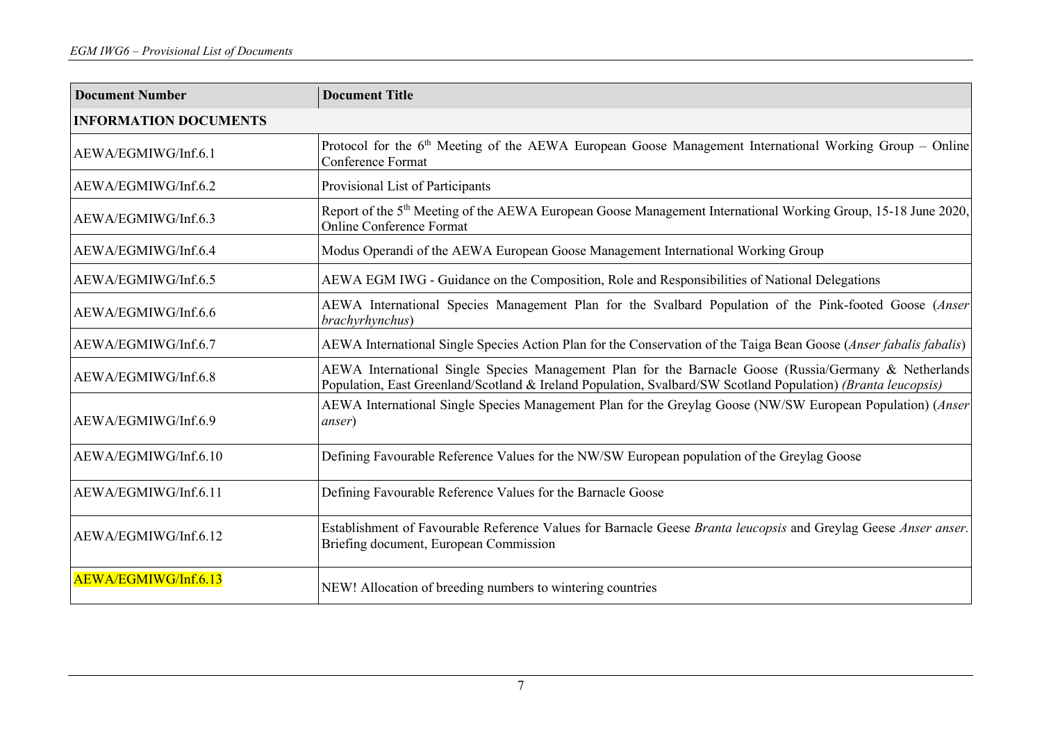| Document Number | Document Title |
|---|---|
| **INFORMATION DOCUMENTS** | |
| AEWA/EGMIWG/Inf.6.1 | Protocol for the 6th Meeting of the AEWA European Goose Management International Working Group – Online Conference Format |
| AEWA/EGMIWG/Inf.6.2 | Provisional List of Participants |
| AEWA/EGMIWG/Inf.6.3 | Report of the 5th Meeting of the AEWA European Goose Management International Working Group, 15-18 June 2020, Online Conference Format |
| AEWA/EGMIWG/Inf.6.4 | Modus Operandi of the AEWA European Goose Management International Working Group |
| AEWA/EGMIWG/Inf.6.5 | AEWA EGM IWG - Guidance on the Composition, Role and Responsibilities of National Delegations |
| AEWA/EGMIWG/Inf.6.6 | AEWA International Species Management Plan for the Svalbard Population of the Pink-footed Goose (*Anser brachyrhynchus*) |
| AEWA/EGMIWG/Inf.6.7 | AEWA International Single Species Action Plan for the Conservation of the Taiga Bean Goose (*Anser fabalis fabalis*) |
| AEWA/EGMIWG/Inf.6.8 | AEWA International Single Species Management Plan for the Barnacle Goose (Russia/Germany & Netherlands Population, East Greenland/Scotland & Ireland Population, Svalbard/SW Scotland Population) *(Branta leucopsis)* |
| AEWA/EGMIWG/Inf.6.9 | AEWA International Single Species Management Plan for the Greylag Goose (NW/SW European Population) (*Anser anser*) |
| AEWA/EGMIWG/Inf.6.10 | Defining Favourable Reference Values for the NW/SW European population of the Greylag Goose |
| AEWA/EGMIWG/Inf.6.11 | Defining Favourable Reference Values for the Barnacle Goose |
| AEWA/EGMIWG/Inf.6.12 | Establishment of Favourable Reference Values for Barnacle Geese *Branta leucopsis* and Greylag Geese *Anser anser.* Briefing document, European Commission |
| AEWA/EGMIWG/Inf.6.13 | NEW! Allocation of breeding numbers to wintering countries |